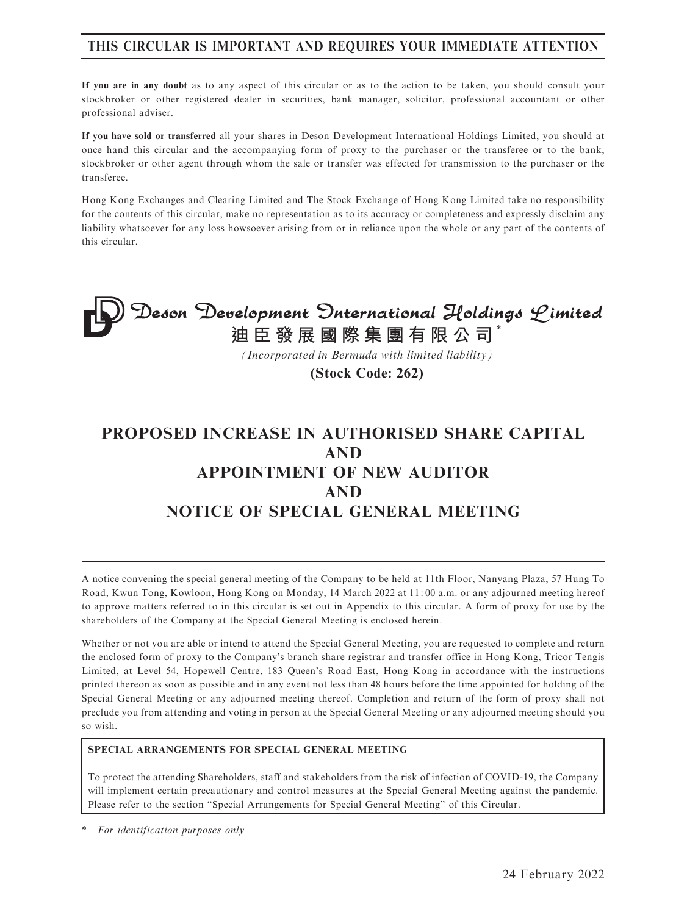## THIS CIRCULAR IS IMPORTANT AND REQUIRES YOUR IMMEDIATE ATTENTION

**If you are in any doubt** as to any aspect of this circular or as to the action to be taken, you should consult your stockbroker or other registered dealer in securities, bank manager, solicitor, professional accountant or other professional adviser.

**If you have sold or transferred** all your shares in Deson Development International Holdings Limited, you should at once hand this circular and the accompanying form of proxy to the purchaser or the transferee or to the bank, stockbroker or other agent through whom the sale or transfer was effected for transmission to the purchaser or the transferee.

Hong Kong Exchanges and Clearing Limited and The Stock Exchange of Hong Kong Limited take no responsibility for the contents of this circular, make no representation as to its accuracy or completeness and expressly disclaim any liability whatsoever for any loss howsoever arising from or in reliance upon the whole or any part of the contents of this circular.

**Deson Development International Holdings Limited**

**迪臣發展國際集團有限公司*** 

*(Incorporated in Bermuda with limited liability)*

**(Stock Code: 262)**

# PROPOSED INCREASE IN AUTHORISED SHARE CAPITAL AND APPOINTMENT OF NEW AUDITOR AND NOTICE OF SPECIAL GENERAL MEETING

A notice convening the special general meeting of the Company to be held at 11th Floor, Nanyang Plaza, 57 Hung To Road, Kwun Tong, Kowloon, Hong Kong on Monday, 14 March 2022 at 11:00 a.m. or any adjourned meeting hereof to approve matters referred to in this circular is set out in Appendix to this circular. A form of proxy for use by the shareholders of the Company at the Special General Meeting is enclosed herein.

Whether or not you are able or intend to attend the Special General Meeting, you are requested to complete and return the enclosed form of proxy to the Company's branch share registrar and transfer office in Hong Kong, Tricor Tengis Limited, at Level 54, Hopewell Centre, 183 Queen's Road East, Hong Kong in accordance with the instructions printed thereon as soon as possible and in any event not less than 48 hours before the time appointed for holding of the Special General Meeting or any adjourned meeting thereof. Completion and return of the form of proxy shall not preclude you from attending and voting in person at the Special General Meeting or any adjourned meeting should you so wish.

**SPECIAL ARRANGEMENTS FOR SPECIAL GENERAL MEETING**

To protect the attending Shareholders, staff and stakeholders from the risk of infection of COVID-19, the Company will implement certain precautionary and control measures at the Special General Meeting against the pandemic. Please refer to the section "Special Arrangements for Special General Meeting" of this Circular.

\* *For identification purposes only*

24 February 2022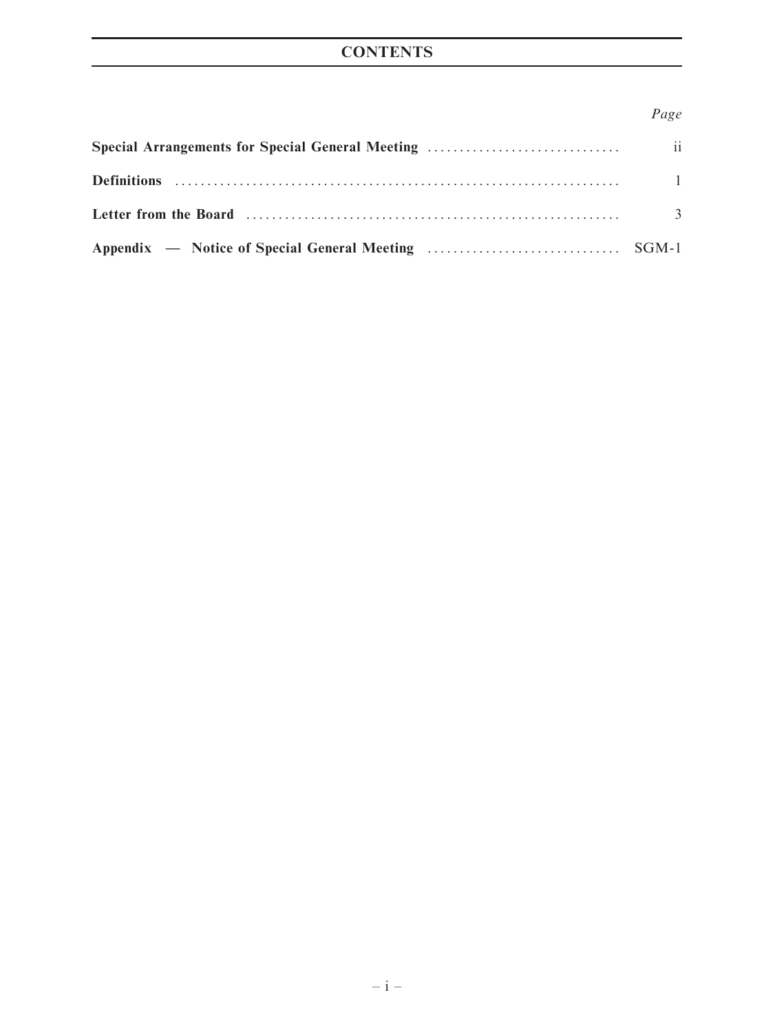# CONTENTS

| | Page |
|---|---|
| **Special Arrangements for Special General Meeting** | ii |
| **Definitions** | 1 |
| **Letter from the Board** | 3 |
| **Appendix — Notice of Special General Meeting** | SGM-1 |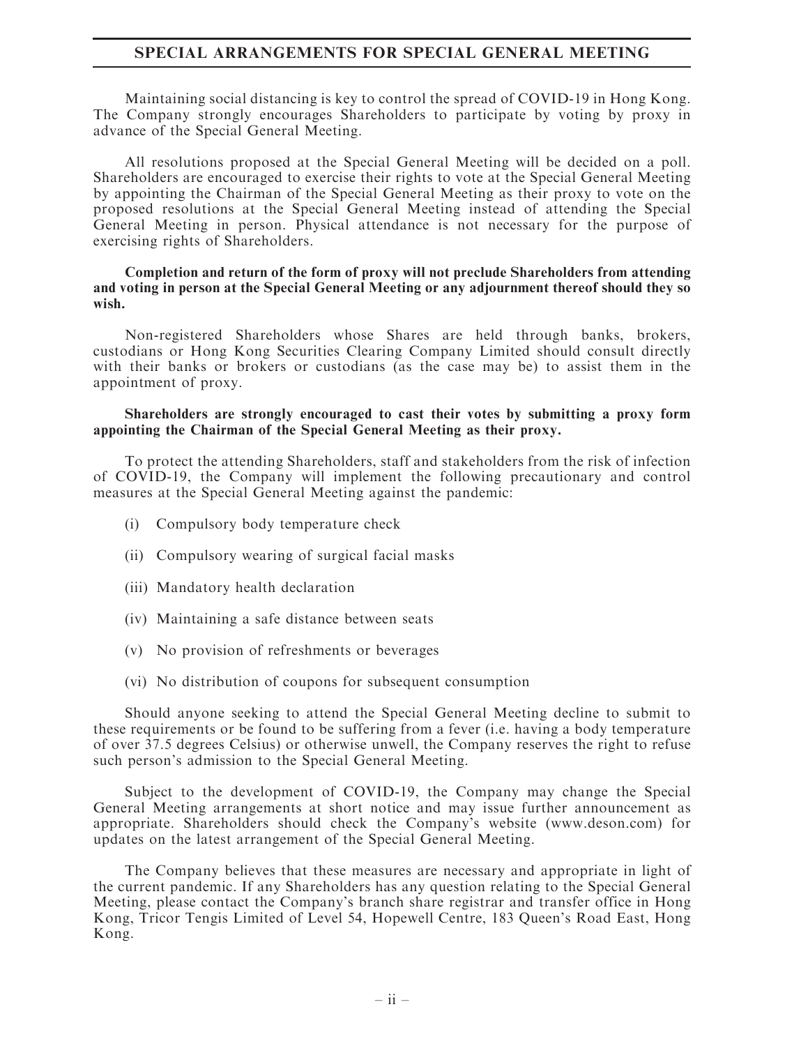# SPECIAL ARRANGEMENTS FOR SPECIAL GENERAL MEETING

Maintaining social distancing is key to control the spread of COVID-19 in Hong Kong. The Company strongly encourages Shareholders to participate by voting by proxy in advance of the Special General Meeting.

All resolutions proposed at the Special General Meeting will be decided on a poll. Shareholders are encouraged to exercise their rights to vote at the Special General Meeting by appointing the Chairman of the Special General Meeting as their proxy to vote on the proposed resolutions at the Special General Meeting instead of attending the Special General Meeting in person. Physical attendance is not necessary for the purpose of exercising rights of Shareholders.

**Completion and return of the form of proxy will not preclude Shareholders from attending and voting in person at the Special General Meeting or any adjournment thereof should they so wish.**

Non-registered Shareholders whose Shares are held through banks, brokers, custodians or Hong Kong Securities Clearing Company Limited should consult directly with their banks or brokers or custodians (as the case may be) to assist them in the appointment of proxy.

**Shareholders are strongly encouraged to cast their votes by submitting a proxy form appointing the Chairman of the Special General Meeting as their proxy.**

To protect the attending Shareholders, staff and stakeholders from the risk of infection of COVID-19, the Company will implement the following precautionary and control measures at the Special General Meeting against the pandemic:

(i) Compulsory body temperature check

(ii) Compulsory wearing of surgical facial masks

(iii) Mandatory health declaration

(iv) Maintaining a safe distance between seats

(v) No provision of refreshments or beverages

(vi) No distribution of coupons for subsequent consumption

Should anyone seeking to attend the Special General Meeting decline to submit to these requirements or be found to be suffering from a fever (i.e. having a body temperature of over 37.5 degrees Celsius) or otherwise unwell, the Company reserves the right to refuse such person's admission to the Special General Meeting.

Subject to the development of COVID-19, the Company may change the Special General Meeting arrangements at short notice and may issue further announcement as appropriate. Shareholders should check the Company's website (www.deson.com) for updates on the latest arrangement of the Special General Meeting.

The Company believes that these measures are necessary and appropriate in light of the current pandemic. If any Shareholders has any question relating to the Special General Meeting, please contact the Company's branch share registrar and transfer office in Hong Kong, Tricor Tengis Limited of Level 54, Hopewell Centre, 183 Queen's Road East, Hong Kong.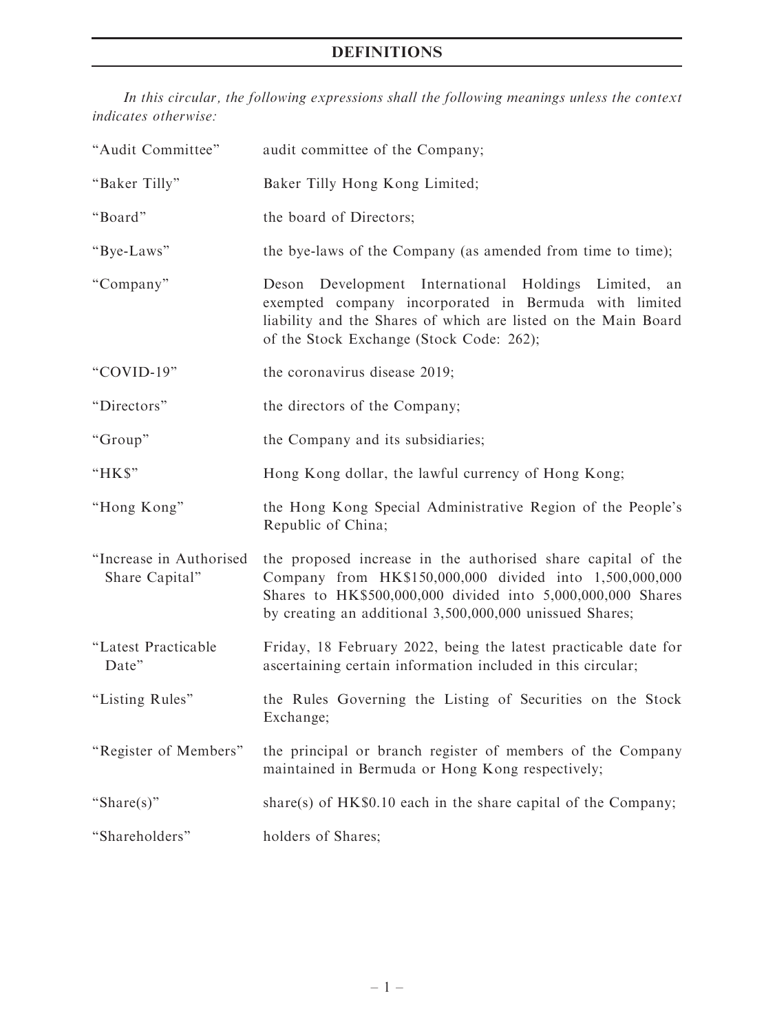# DEFINITIONS

*In this circular, the following expressions shall the following meanings unless the context indicates otherwise:*

| | |
|---|---|
| "Audit Committee" | audit committee of the Company; |
| "Baker Tilly" | Baker Tilly Hong Kong Limited; |
| "Board" | the board of Directors; |
| "Bye-Laws" | the bye-laws of the Company (as amended from time to time); |
| "Company" | Deson Development International Holdings Limited, an exempted company incorporated in Bermuda with limited liability and the Shares of which are listed on the Main Board of the Stock Exchange (Stock Code: 262); |
| "COVID-19" | the coronavirus disease 2019; |
| "Directors" | the directors of the Company; |
| "Group" | the Company and its subsidiaries; |
| "HK$" | Hong Kong dollar, the lawful currency of Hong Kong; |
| "Hong Kong" | the Hong Kong Special Administrative Region of the People's Republic of China; |
| "Increase in Authorised Share Capital" | the proposed increase in the authorised share capital of the Company from HK$150,000,000 divided into 1,500,000,000 Shares to HK$500,000,000 divided into 5,000,000,000 Shares by creating an additional 3,500,000,000 unissued Shares; |
| "Latest Practicable Date" | Friday, 18 February 2022, being the latest practicable date for ascertaining certain information included in this circular; |
| "Listing Rules" | the Rules Governing the Listing of Securities on the Stock Exchange; |
| "Register of Members" | the principal or branch register of members of the Company maintained in Bermuda or Hong Kong respectively; |
| "Share(s)" | share(s) of HK$0.10 each in the share capital of the Company; |
| "Shareholders" | holders of Shares; |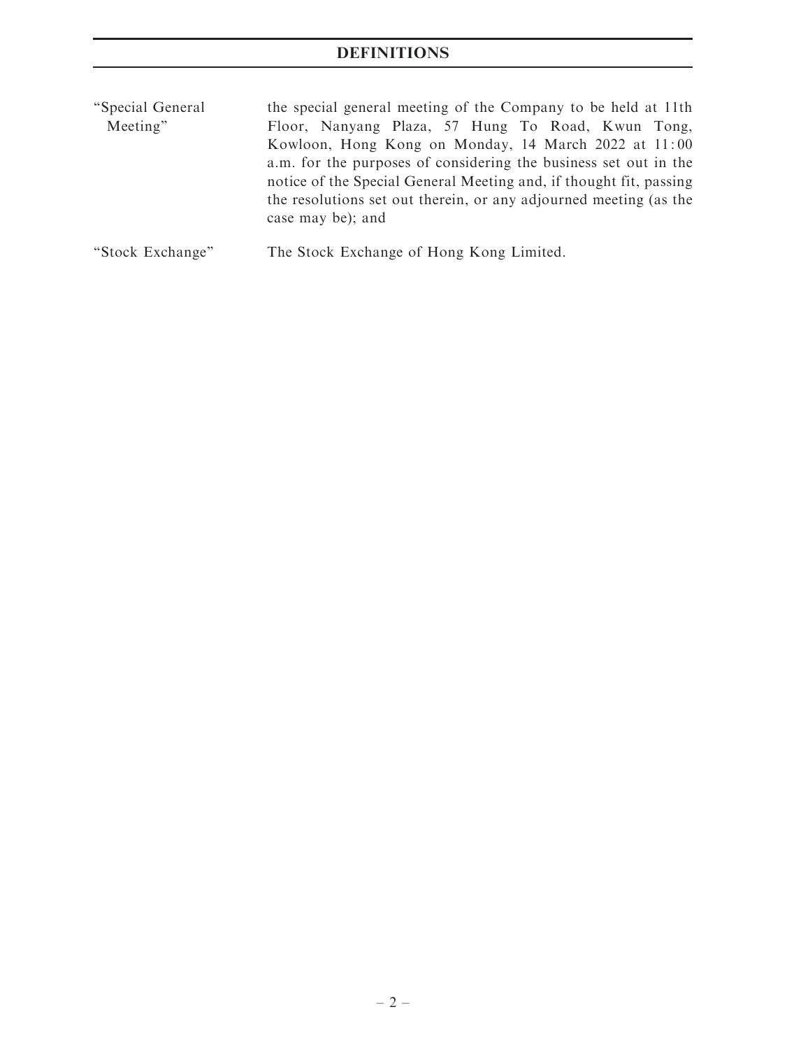# DEFINITIONS

| | |
|---|---|
| "Special General Meeting" | the special general meeting of the Company to be held at 11th Floor, Nanyang Plaza, 57 Hung To Road, Kwun Tong, Kowloon, Hong Kong on Monday, 14 March 2022 at 11:00 a.m. for the purposes of considering the business set out in the notice of the Special General Meeting and, if thought fit, passing the resolutions set out therein, or any adjourned meeting (as the case may be); and |
| "Stock Exchange" | The Stock Exchange of Hong Kong Limited. |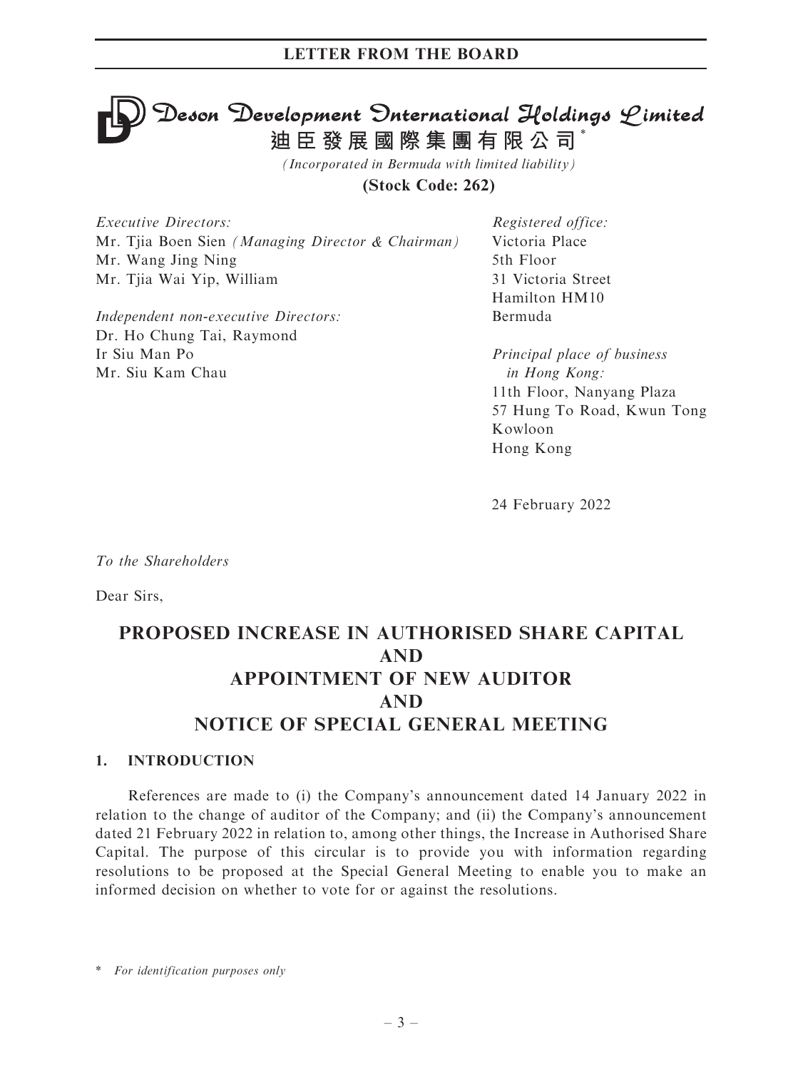# Deson Development International Holdings Limited

**迪臣發展國際集團有限公司***

*(Incorporated in Bermuda with limited liability)*

**(Stock Code: 262)**

*Executive Directors:*
Mr. Tjia Boen Sien *(Managing Director & Chairman)*
Mr. Wang Jing Ning
Mr. Tjia Wai Yip, William

*Independent non-executive Directors:*
Dr. Ho Chung Tai, Raymond
Ir Siu Man Po
Mr. Siu Kam Chau

*Registered office:*
Victoria Place
5th Floor
31 Victoria Street
Hamilton HM10
Bermuda

*Principal place of business in Hong Kong:*
11th Floor, Nanyang Plaza
57 Hung To Road, Kwun Tong
Kowloon
Hong Kong

24 February 2022

*To the Shareholders*

Dear Sirs,

## PROPOSED INCREASE IN AUTHORISED SHARE CAPITAL AND APPOINTMENT OF NEW AUDITOR AND NOTICE OF SPECIAL GENERAL MEETING

### 1. INTRODUCTION

References are made to (i) the Company's announcement dated 14 January 2022 in relation to the change of auditor of the Company; and (ii) the Company's announcement dated 21 February 2022 in relation to, among other things, the Increase in Authorised Share Capital. The purpose of this circular is to provide you with information regarding resolutions to be proposed at the Special General Meeting to enable you to make an informed decision on whether to vote for or against the resolutions.

\* *For identification purposes only*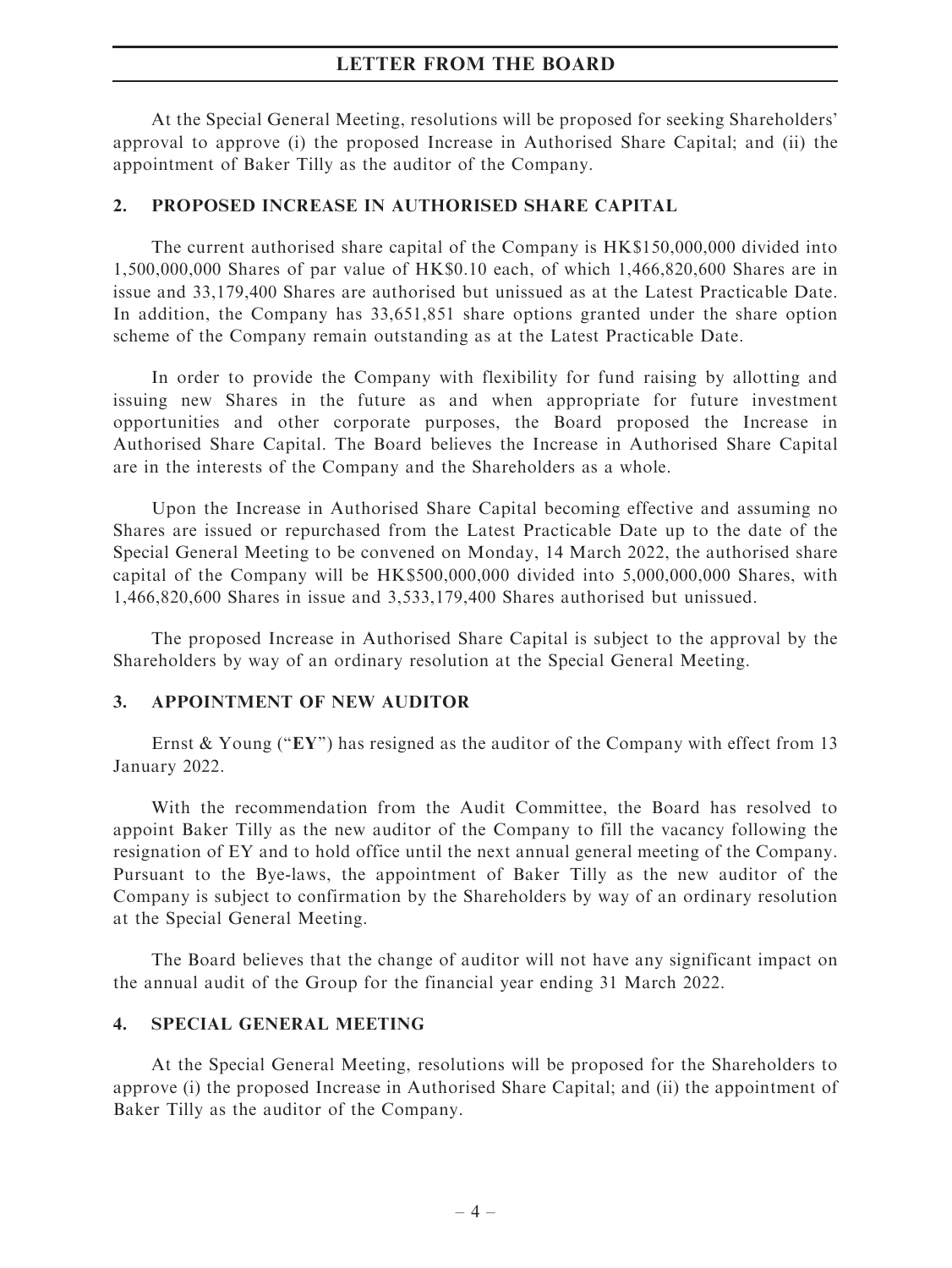At the Special General Meeting, resolutions will be proposed for seeking Shareholders' approval to approve (i) the proposed Increase in Authorised Share Capital; and (ii) the appointment of Baker Tilly as the auditor of the Company.

## 2. PROPOSED INCREASE IN AUTHORISED SHARE CAPITAL

The current authorised share capital of the Company is HK$150,000,000 divided into 1,500,000,000 Shares of par value of HK$0.10 each, of which 1,466,820,600 Shares are in issue and 33,179,400 Shares are authorised but unissued as at the Latest Practicable Date. In addition, the Company has 33,651,851 share options granted under the share option scheme of the Company remain outstanding as at the Latest Practicable Date.

In order to provide the Company with flexibility for fund raising by allotting and issuing new Shares in the future as and when appropriate for future investment opportunities and other corporate purposes, the Board proposed the Increase in Authorised Share Capital. The Board believes the Increase in Authorised Share Capital are in the interests of the Company and the Shareholders as a whole.

Upon the Increase in Authorised Share Capital becoming effective and assuming no Shares are issued or repurchased from the Latest Practicable Date up to the date of the Special General Meeting to be convened on Monday, 14 March 2022, the authorised share capital of the Company will be HK$500,000,000 divided into 5,000,000,000 Shares, with 1,466,820,600 Shares in issue and 3,533,179,400 Shares authorised but unissued.

The proposed Increase in Authorised Share Capital is subject to the approval by the Shareholders by way of an ordinary resolution at the Special General Meeting.

## 3. APPOINTMENT OF NEW AUDITOR

Ernst & Young ("**EY**") has resigned as the auditor of the Company with effect from 13 January 2022.

With the recommendation from the Audit Committee, the Board has resolved to appoint Baker Tilly as the new auditor of the Company to fill the vacancy following the resignation of EY and to hold office until the next annual general meeting of the Company. Pursuant to the Bye-laws, the appointment of Baker Tilly as the new auditor of the Company is subject to confirmation by the Shareholders by way of an ordinary resolution at the Special General Meeting.

The Board believes that the change of auditor will not have any significant impact on the annual audit of the Group for the financial year ending 31 March 2022.

## 4. SPECIAL GENERAL MEETING

At the Special General Meeting, resolutions will be proposed for the Shareholders to approve (i) the proposed Increase in Authorised Share Capital; and (ii) the appointment of Baker Tilly as the auditor of the Company.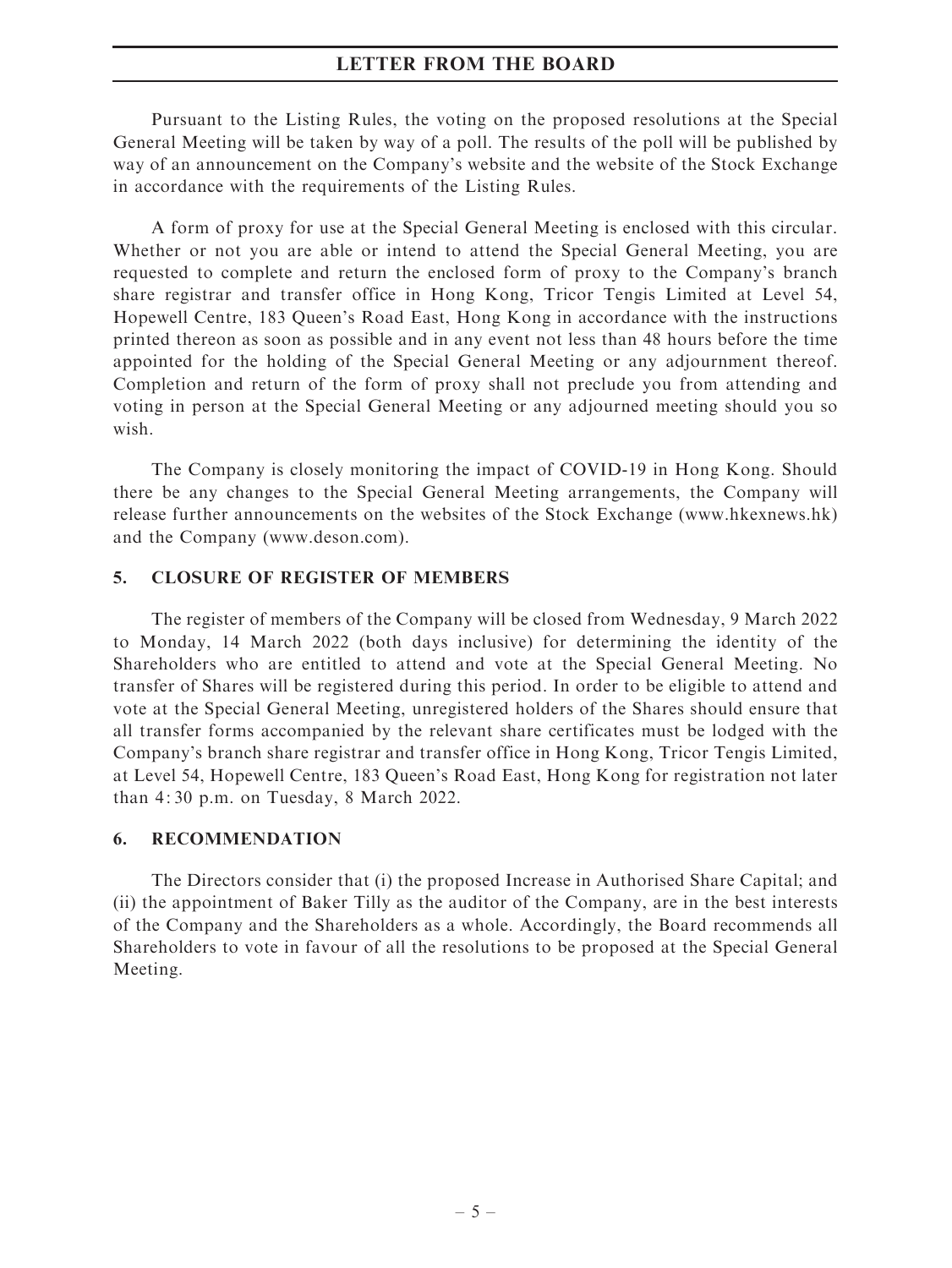Pursuant to the Listing Rules, the voting on the proposed resolutions at the Special General Meeting will be taken by way of a poll. The results of the poll will be published by way of an announcement on the Company's website and the website of the Stock Exchange in accordance with the requirements of the Listing Rules.

A form of proxy for use at the Special General Meeting is enclosed with this circular. Whether or not you are able or intend to attend the Special General Meeting, you are requested to complete and return the enclosed form of proxy to the Company's branch share registrar and transfer office in Hong Kong, Tricor Tengis Limited at Level 54, Hopewell Centre, 183 Queen's Road East, Hong Kong in accordance with the instructions printed thereon as soon as possible and in any event not less than 48 hours before the time appointed for the holding of the Special General Meeting or any adjournment thereof. Completion and return of the form of proxy shall not preclude you from attending and voting in person at the Special General Meeting or any adjourned meeting should you so wish.

The Company is closely monitoring the impact of COVID-19 in Hong Kong. Should there be any changes to the Special General Meeting arrangements, the Company will release further announcements on the websites of the Stock Exchange (www.hkexnews.hk) and the Company (www.deson.com).

## 5. CLOSURE OF REGISTER OF MEMBERS

The register of members of the Company will be closed from Wednesday, 9 March 2022 to Monday, 14 March 2022 (both days inclusive) for determining the identity of the Shareholders who are entitled to attend and vote at the Special General Meeting. No transfer of Shares will be registered during this period. In order to be eligible to attend and vote at the Special General Meeting, unregistered holders of the Shares should ensure that all transfer forms accompanied by the relevant share certificates must be lodged with the Company's branch share registrar and transfer office in Hong Kong, Tricor Tengis Limited, at Level 54, Hopewell Centre, 183 Queen's Road East, Hong Kong for registration not later than 4:30 p.m. on Tuesday, 8 March 2022.

## 6. RECOMMENDATION

The Directors consider that (i) the proposed Increase in Authorised Share Capital; and (ii) the appointment of Baker Tilly as the auditor of the Company, are in the best interests of the Company and the Shareholders as a whole. Accordingly, the Board recommends all Shareholders to vote in favour of all the resolutions to be proposed at the Special General Meeting.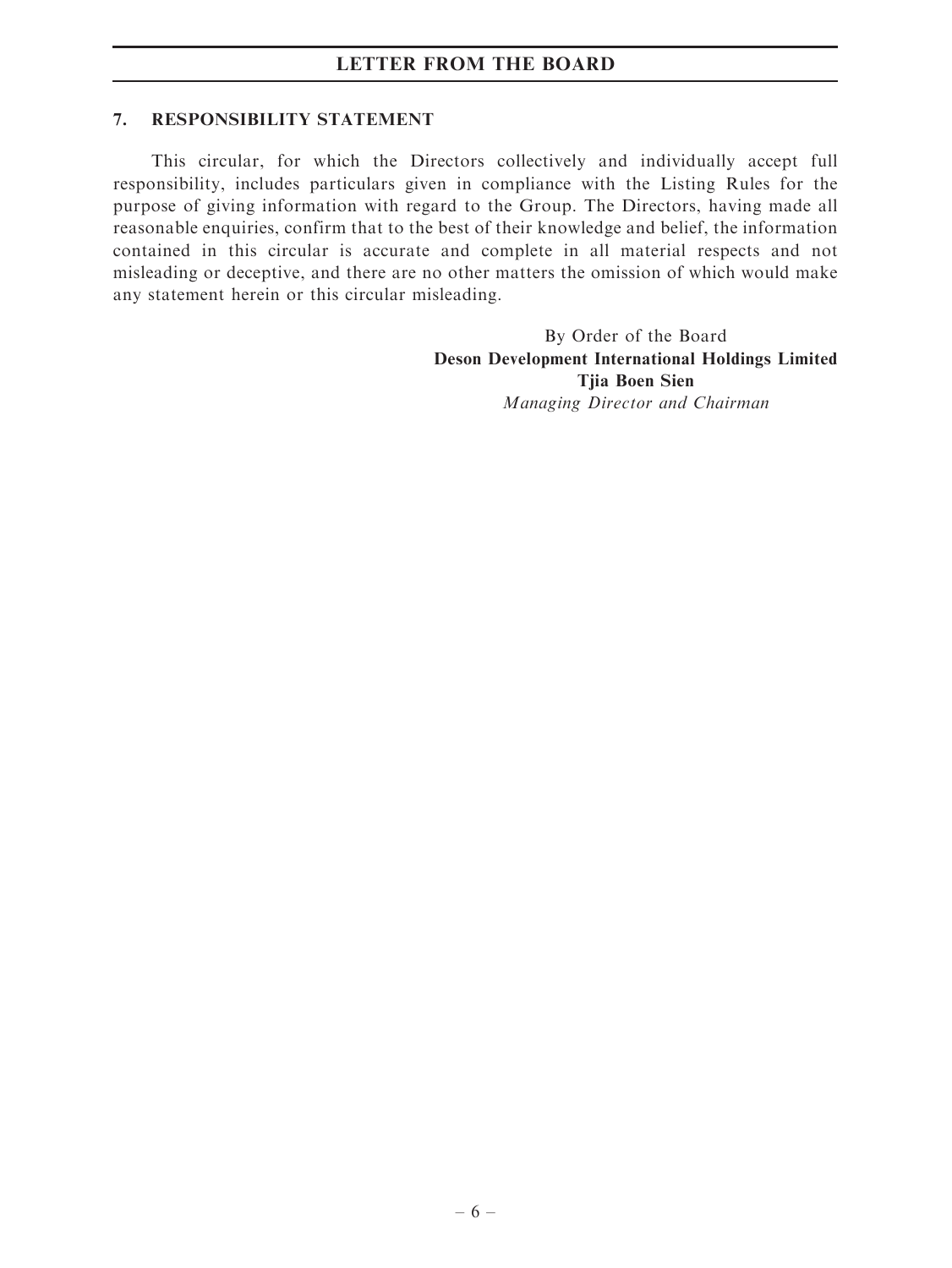## 7. RESPONSIBILITY STATEMENT

This circular, for which the Directors collectively and individually accept full responsibility, includes particulars given in compliance with the Listing Rules for the purpose of giving information with regard to the Group. The Directors, having made all reasonable enquiries, confirm that to the best of their knowledge and belief, the information contained in this circular is accurate and complete in all material respects and not misleading or deceptive, and there are no other matters the omission of which would make any statement herein or this circular misleading.

By Order of the Board
**Deson Development International Holdings Limited**
**Tjia Boen Sien**
*Managing Director and Chairman*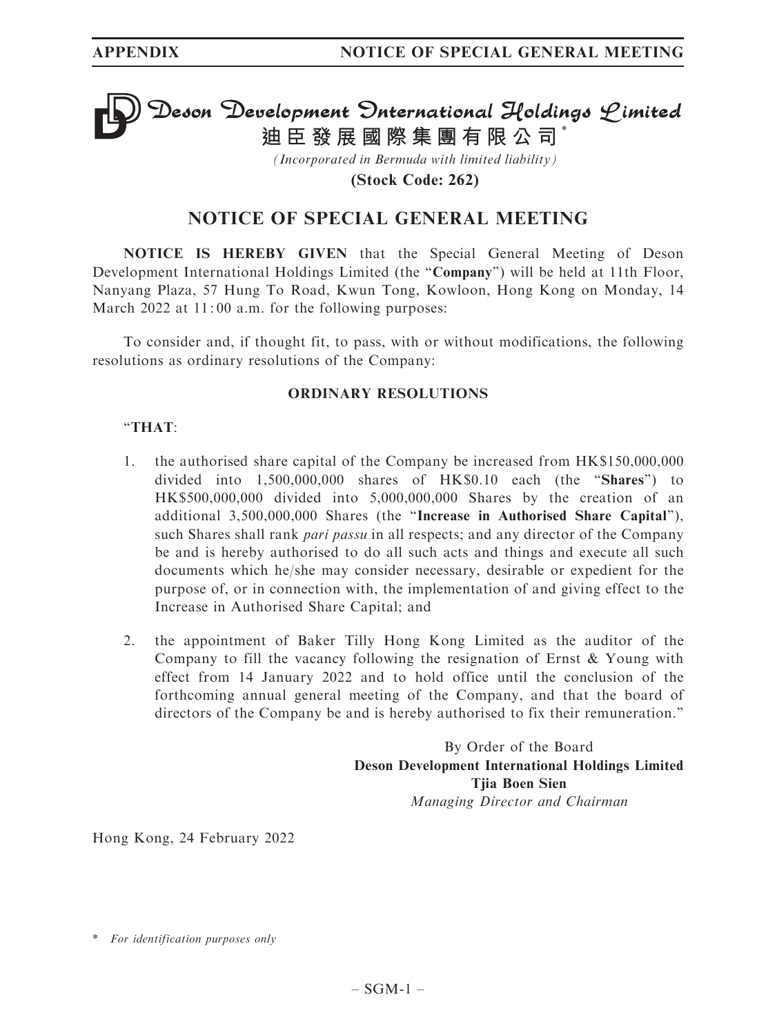# Deson Development International Holdings Limited

**迪臣發展國際集團有限公司***

*(Incorporated in Bermuda with limited liability)*

**(Stock Code: 262)**

## NOTICE OF SPECIAL GENERAL MEETING

**NOTICE IS HEREBY GIVEN** that the Special General Meeting of Deson Development International Holdings Limited (the "**Company**") will be held at 11th Floor, Nanyang Plaza, 57 Hung To Road, Kwun Tong, Kowloon, Hong Kong on Monday, 14 March 2022 at 11:00 a.m. for the following purposes:

To consider and, if thought fit, to pass, with or without modifications, the following resolutions as ordinary resolutions of the Company:

### ORDINARY RESOLUTIONS

"**THAT**:

1. the authorised share capital of the Company be increased from HK$150,000,000 divided into 1,500,000,000 shares of HK$0.10 each (the "**Shares**") to HK$500,000,000 divided into 5,000,000,000 Shares by the creation of an additional 3,500,000,000 Shares (the "**Increase in Authorised Share Capital**"), such Shares shall rank *pari passu* in all respects; and any director of the Company be and is hereby authorised to do all such acts and things and execute all such documents which he/she may consider necessary, desirable or expedient for the purpose of, or in connection with, the implementation of and giving effect to the Increase in Authorised Share Capital; and

2. the appointment of Baker Tilly Hong Kong Limited as the auditor of the Company to fill the vacancy following the resignation of Ernst & Young with effect from 14 January 2022 and to hold office until the conclusion of the forthcoming annual general meeting of the Company, and that the board of directors of the Company be and is hereby authorised to fix their remuneration."

By Order of the Board
**Deson Development International Holdings Limited**
**Tjia Boen Sien**
*Managing Director and Chairman*

Hong Kong, 24 February 2022

\* *For identification purposes only*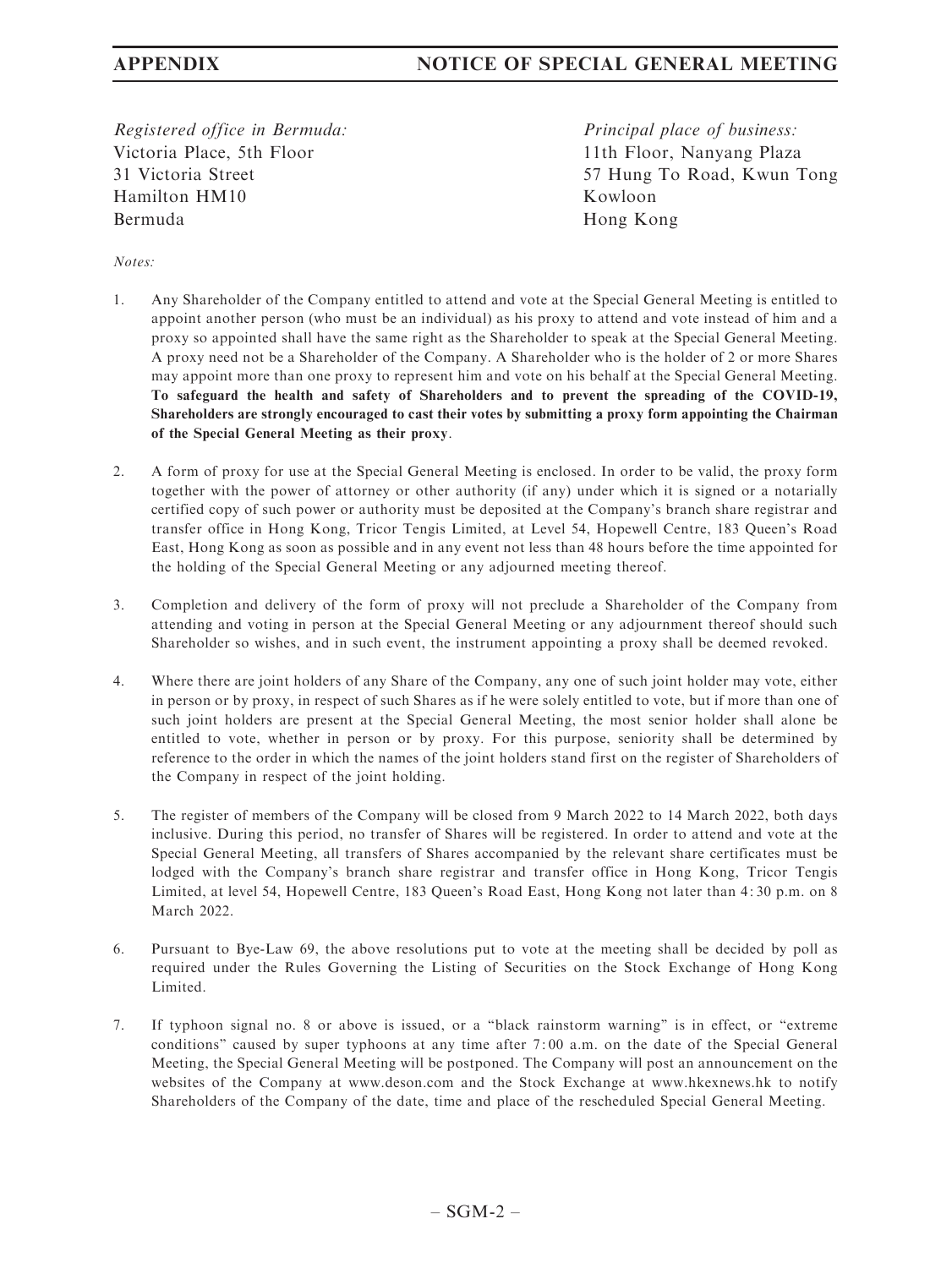*Registered office in Bermuda:*
Victoria Place, 5th Floor
31 Victoria Street
Hamilton HM10
Bermuda

*Principal place of business:*
11th Floor, Nanyang Plaza
57 Hung To Road, Kwun Tong
Kowloon
Hong Kong

*Notes:*

1. Any Shareholder of the Company entitled to attend and vote at the Special General Meeting is entitled to appoint another person (who must be an individual) as his proxy to attend and vote instead of him and a proxy so appointed shall have the same right as the Shareholder to speak at the Special General Meeting. A proxy need not be a Shareholder of the Company. A Shareholder who is the holder of 2 or more Shares may appoint more than one proxy to represent him and vote on his behalf at the Special General Meeting. **To safeguard the health and safety of Shareholders and to prevent the spreading of the COVID-19, Shareholders are strongly encouraged to cast their votes by submitting a proxy form appointing the Chairman of the Special General Meeting as their proxy**.

2. A form of proxy for use at the Special General Meeting is enclosed. In order to be valid, the proxy form together with the power of attorney or other authority (if any) under which it is signed or a notarially certified copy of such power or authority must be deposited at the Company's branch share registrar and transfer office in Hong Kong, Tricor Tengis Limited, at Level 54, Hopewell Centre, 183 Queen's Road East, Hong Kong as soon as possible and in any event not less than 48 hours before the time appointed for the holding of the Special General Meeting or any adjourned meeting thereof.

3. Completion and delivery of the form of proxy will not preclude a Shareholder of the Company from attending and voting in person at the Special General Meeting or any adjournment thereof should such Shareholder so wishes, and in such event, the instrument appointing a proxy shall be deemed revoked.

4. Where there are joint holders of any Share of the Company, any one of such joint holder may vote, either in person or by proxy, in respect of such Shares as if he were solely entitled to vote, but if more than one of such joint holders are present at the Special General Meeting, the most senior holder shall alone be entitled to vote, whether in person or by proxy. For this purpose, seniority shall be determined by reference to the order in which the names of the joint holders stand first on the register of Shareholders of the Company in respect of the joint holding.

5. The register of members of the Company will be closed from 9 March 2022 to 14 March 2022, both days inclusive. During this period, no transfer of Shares will be registered. In order to attend and vote at the Special General Meeting, all transfers of Shares accompanied by the relevant share certificates must be lodged with the Company's branch share registrar and transfer office in Hong Kong, Tricor Tengis Limited, at level 54, Hopewell Centre, 183 Queen's Road East, Hong Kong not later than 4:30 p.m. on 8 March 2022.

6. Pursuant to Bye-Law 69, the above resolutions put to vote at the meeting shall be decided by poll as required under the Rules Governing the Listing of Securities on the Stock Exchange of Hong Kong Limited.

7. If typhoon signal no. 8 or above is issued, or a "black rainstorm warning" is in effect, or "extreme conditions" caused by super typhoons at any time after 7:00 a.m. on the date of the Special General Meeting, the Special General Meeting will be postponed. The Company will post an announcement on the websites of the Company at www.deson.com and the Stock Exchange at www.hkexnews.hk to notify Shareholders of the Company of the date, time and place of the rescheduled Special General Meeting.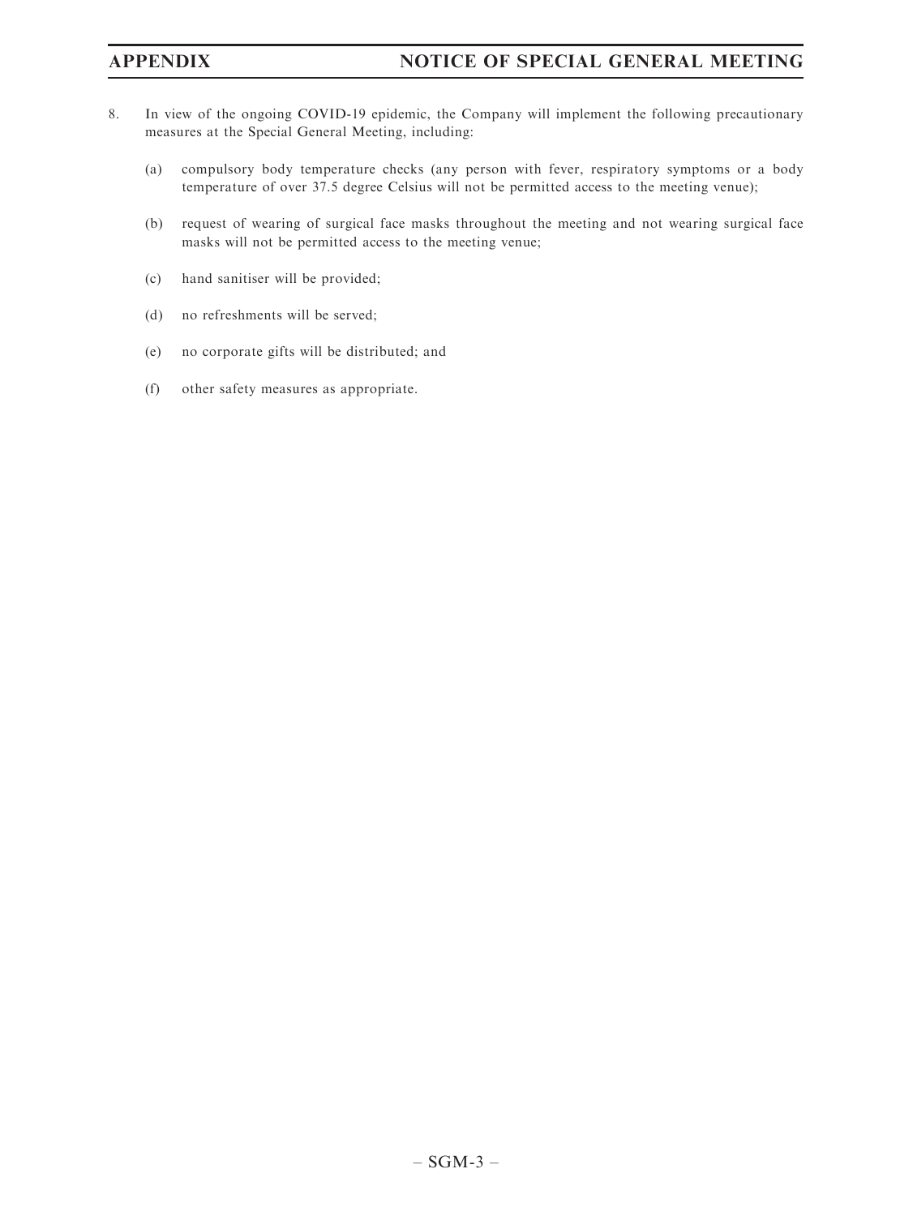8. In view of the ongoing COVID-19 epidemic, the Company will implement the following precautionary measures at the Special General Meeting, including:

   (a) compulsory body temperature checks (any person with fever, respiratory symptoms or a body temperature of over 37.5 degree Celsius will not be permitted access to the meeting venue);

   (b) request of wearing of surgical face masks throughout the meeting and not wearing surgical face masks will not be permitted access to the meeting venue;

   (c) hand sanitiser will be provided;

   (d) no refreshments will be served;

   (e) no corporate gifts will be distributed; and

   (f) other safety measures as appropriate.